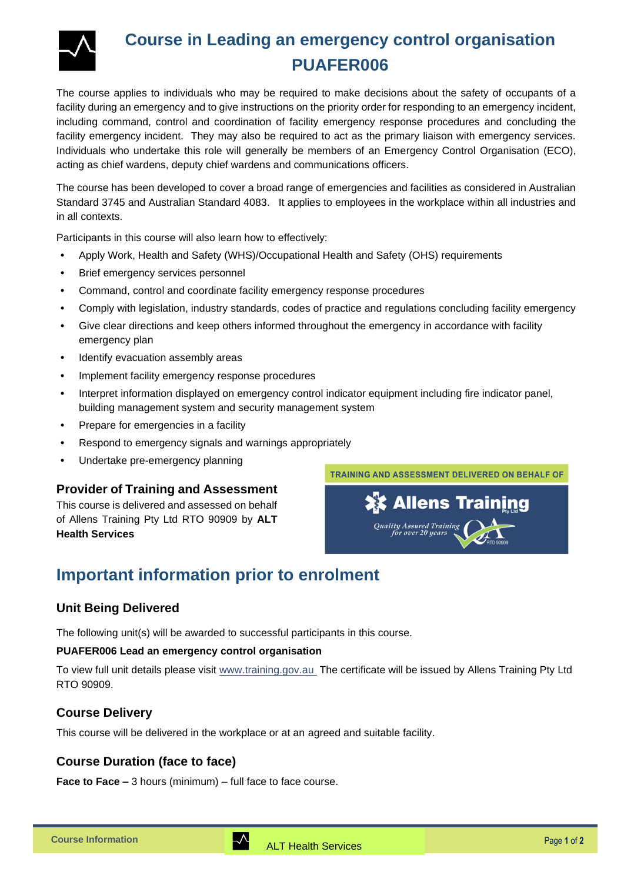# Course in Leading an emergency control organisation PUAFER006

The course applies to individuals who may be required to make decisions about the safety of occupants of a facility during an emergency and to give instructions on the priority order for responding to an emergency incident, including command, control and coordination of facility emergency response procedures and concluding the facility emergency incident. They may also be required to act as the primary liaison with emergency services. Individuals who undertake this role will generally be members of an Emergency Control Organisation (ECO), acting as chief wardens, deputy chief wardens and communications officers.

The course has been developed to cover a broad range of emergencies and facilities as considered in Australian Standard 3745 and Australian Standard 4083. It applies to employees in the workplace within all industries and in all contexts.

Participants in this course will also learn how to effectively:

- Apply Work, Health and Safety (WHS)/Occupational Health and Safety (OHS) requirements
- Brief emergency services personnel
- Command, control and coordinate facility emergency response procedures
- Comply with legislation, industry standards, codes of practice and regulations concluding facility emergency
- Give clear directions and keep others informed throughout the emergency in accordance with facility emergency plan
- Identify evacuation assembly areas
- Implement facility emergency response procedures
- Interpret information displayed on emergency control indicator equipment including fire indicator panel, building management system and security management system
- Prepare for emergencies in a facility
- Respond to emergency signals and warnings appropriately
- Undertake pre-emergency planning

### Provider of Training and Assessment

This course is delivered and assessed on behalf of Allens Training Pty Ltd RTO 90909 by **ALT Health Services**

TRAINING AND ASSESSMENT DELIVERED ON BEHALF OF

Allens Training Pty Ltd

Quality Assured Training for over 20 years

RTO 90909

## Important information prior to enrolment

### Unit Being Delivered

The following unit(s) will be awarded to successful participants in this course.

**PUAFER006 Lead an emergency control organisation**

To view full unit details please visit www.training.gov.au The certificate will be issued by Allens Training Pty Ltd RTO 90909.

### Course Delivery

This course will be delivered in the workplace or at an agreed and suitable facility.

### Course Duration (face to face)

**Face to Face –** 3 hours (minimum) – full face to face course.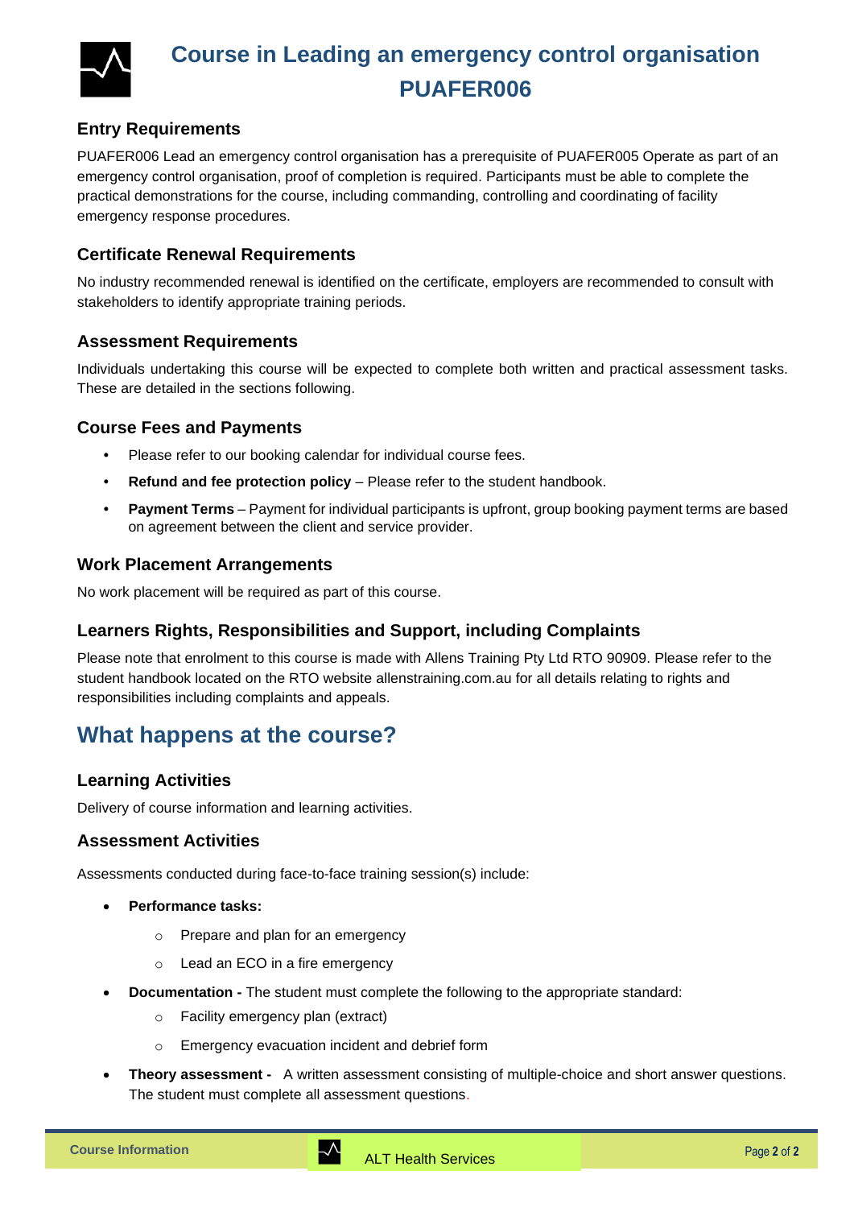# Course in Leading an emergency control organisation PUAFER006

### Entry Requirements

PUAFER006 Lead an emergency control organisation has a prerequisite of PUAFER005 Operate as part of an emergency control organisation, proof of completion is required. Participants must be able to complete the practical demonstrations for the course, including commanding, controlling and coordinating of facility emergency response procedures.

### Certificate Renewal Requirements

No industry recommended renewal is identified on the certificate, employers are recommended to consult with stakeholders to identify appropriate training periods.

### Assessment Requirements

Individuals undertaking this course will be expected to complete both written and practical assessment tasks. These are detailed in the sections following.

### Course Fees and Payments

- Please refer to our booking calendar for individual course fees.
- **Refund and fee protection policy** – Please refer to the student handbook.
- **Payment Terms** – Payment for individual participants is upfront, group booking payment terms are based on agreement between the client and service provider.

### Work Placement Arrangements

No work placement will be required as part of this course.

### Learners Rights, Responsibilities and Support, including Complaints

Please note that enrolment to this course is made with Allens Training Pty Ltd RTO 90909. Please refer to the student handbook located on the RTO website allenstraining.com.au for all details relating to rights and responsibilities including complaints and appeals.

## What happens at the course?

### Learning Activities

Delivery of course information and learning activities.

### Assessment Activities

Assessments conducted during face-to-face training session(s) include:

- **Performance tasks:**
  - Prepare and plan for an emergency
  - Lead an ECO in a fire emergency
- **Documentation -** The student must complete the following to the appropriate standard:
  - Facility emergency plan (extract)
  - Emergency evacuation incident and debrief form
- **Theory assessment -** A written assessment consisting of multiple-choice and short answer questions. The student must complete all assessment questions.